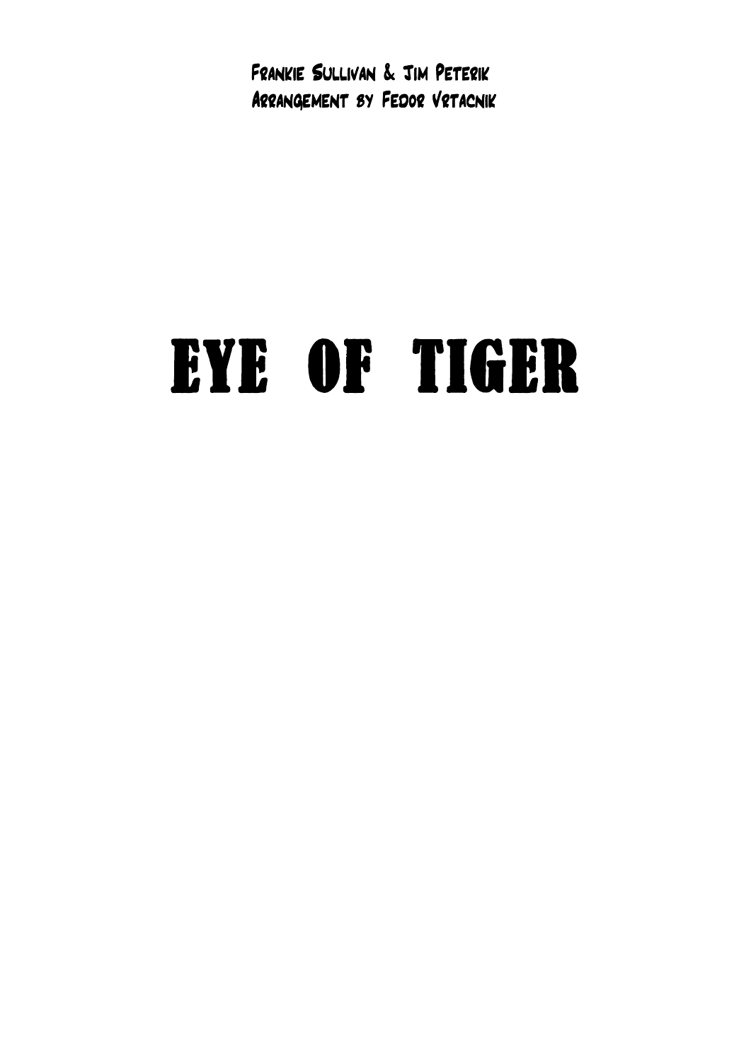Frankie Sullivan & Jim Peterik

Arrangement by Fedor Vrtacnik

# EYE OF TIGER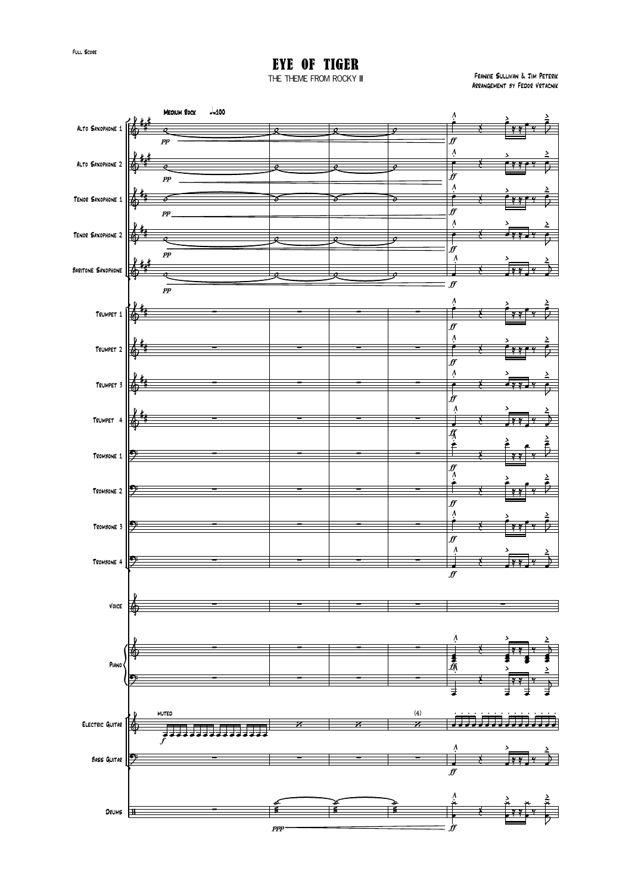Full Score

# EYE OF TIGER

THE THEME FROM ROCKY III

Frankie Sullivan & Jim Peterik
Arrangement by Fedor Vrtacnik

Medium Rock ♩=100

Alto Saxophone 1
Alto Saxophone 2
Tenor Saxophone 1
Tenor Saxophone 2
Baritone Saxophone
Trumpet 1
Trumpet 2
Trumpet 3
Trumpet 4
Trombone 1
Trombone 2
Trombone 3
Trombone 4
Voice
Piano
Electric Guitar
Bass Guitar
Drums

pp
ff
ppp
muted
f
(4)